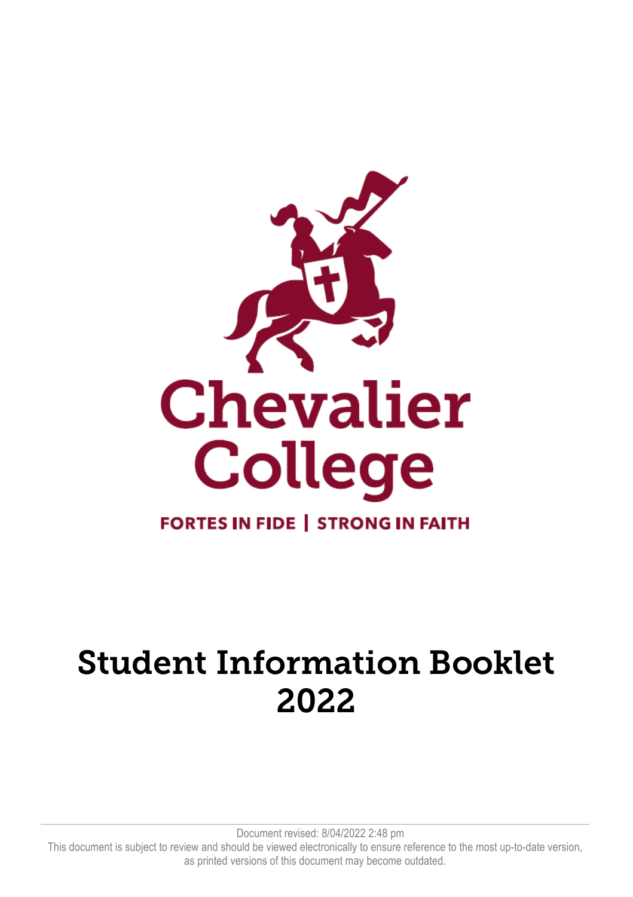Chevalier College

FORTES IN FIDE | STRONG IN FAITH

# Student Information Booklet 2022

Document revised: 8/04/2022 2:48 pm

This document is subject to review and should be viewed electronically to ensure reference to the most up-to-date version, as printed versions of this document may become outdated.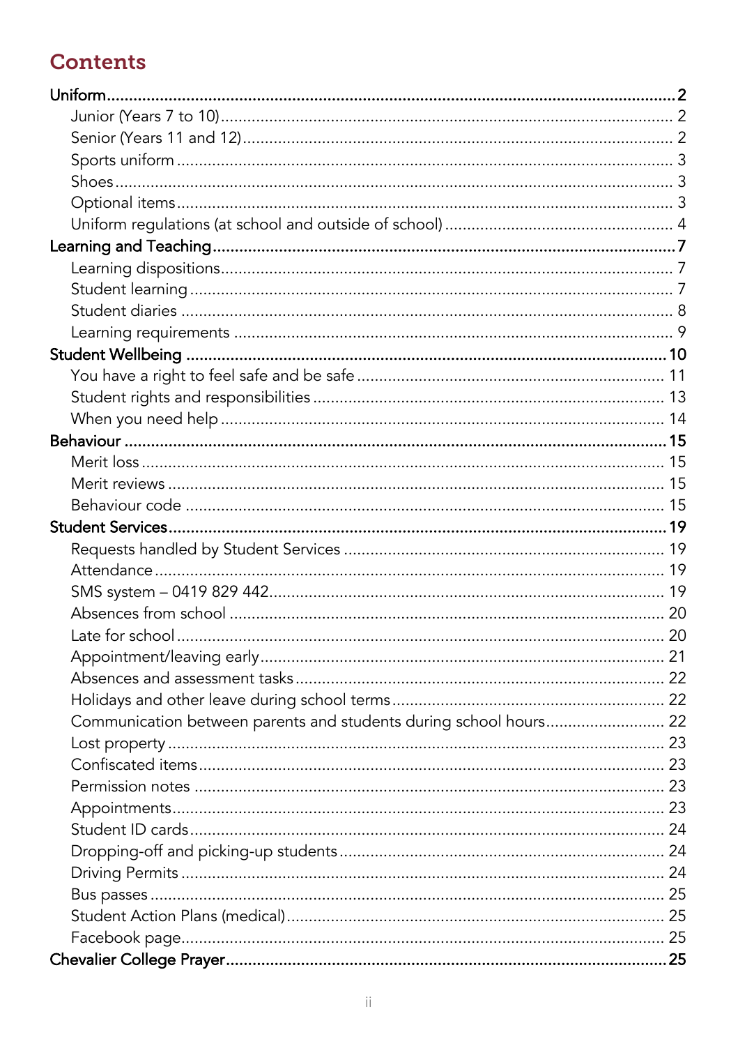## Contents

- **Uniform** .......... 2
  - Junior (Years 7 to 10) .......... 2
  - Senior (Years 11 and 12) .......... 2
  - Sports uniform .......... 3
  - Shoes .......... 3
  - Optional items .......... 3
  - Uniform regulations (at school and outside of school) .......... 4
- **Learning and Teaching** .......... 7
  - Learning dispositions .......... 7
  - Student learning .......... 7
  - Student diaries .......... 8
  - Learning requirements .......... 9
- **Student Wellbeing** .......... 10
  - You have a right to feel safe and be safe .......... 11
  - Student rights and responsibilities .......... 13
  - When you need help .......... 14
- **Behaviour** .......... 15
  - Merit loss .......... 15
  - Merit reviews .......... 15
  - Behaviour code .......... 15
- **Student Services** .......... 19
  - Requests handled by Student Services .......... 19
  - Attendance .......... 19
  - SMS system – 0419 829 442 .......... 19
  - Absences from school .......... 20
  - Late for school .......... 20
  - Appointment/leaving early .......... 21
  - Absences and assessment tasks .......... 22
  - Holidays and other leave during school terms .......... 22
  - Communication between parents and students during school hours .......... 22
  - Lost property .......... 23
  - Confiscated items .......... 23
  - Permission notes .......... 23
  - Appointments .......... 23
  - Student ID cards .......... 24
  - Dropping-off and picking-up students .......... 24
  - Driving Permits .......... 24
  - Bus passes .......... 25
  - Student Action Plans (medical) .......... 25
  - Facebook page .......... 25
- **Chevalier College Prayer** .......... 25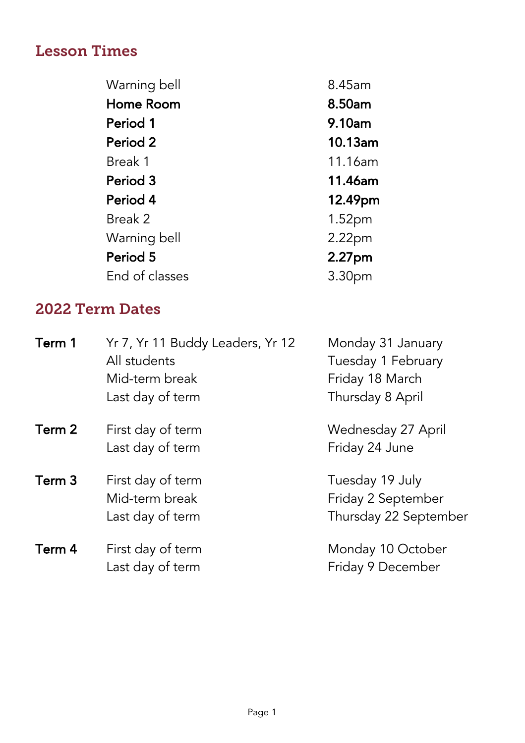## Lesson Times

| | |
|---|---|
| Warning bell | 8.45am |
| **Home Room** | **8.50am** |
| **Period 1** | **9.10am** |
| **Period 2** | **10.13am** |
| Break 1 | 11.16am |
| **Period 3** | **11.46am** |
| **Period 4** | **12.49pm** |
| Break 2 | 1.52pm |
| Warning bell | 2.22pm |
| **Period 5** | **2.27pm** |
| End of classes | 3.30pm |

## 2022 Term Dates

| | | |
|---|---|---|
| **Term 1** | Yr 7, Yr 11 Buddy Leaders, Yr 12 | Monday 31 January |
| | All students | Tuesday 1 February |
| | Mid-term break | Friday 18 March |
| | Last day of term | Thursday 8 April |
| **Term 2** | First day of term | Wednesday 27 April |
| | Last day of term | Friday 24 June |
| **Term 3** | First day of term | Tuesday 19 July |
| | Mid-term break | Friday 2 September |
| | Last day of term | Thursday 22 September |
| **Term 4** | First day of term | Monday 10 October |
| | Last day of term | Friday 9 December |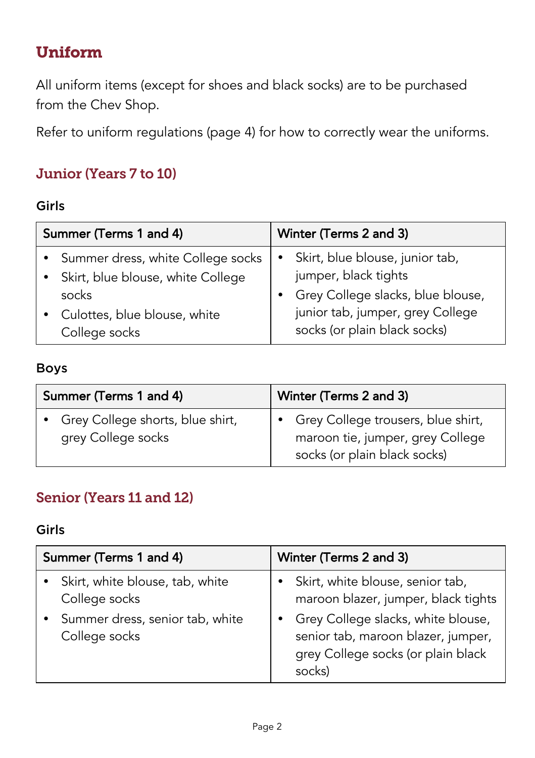# Uniform

All uniform items (except for shoes and black socks) are to be purchased from the Chev Shop.

Refer to uniform regulations (page 4) for how to correctly wear the uniforms.

## Junior (Years 7 to 10)

Girls

| Summer (Terms 1 and 4) | Winter (Terms 2 and 3) |
| --- | --- |
| • Summer dress, white College socks<br>• Skirt, blue blouse, white College socks<br>• Culottes, blue blouse, white College socks | • Skirt, blue blouse, junior tab, jumper, black tights<br>• Grey College slacks, blue blouse, junior tab, jumper, grey College socks (or plain black socks) |

Boys

| Summer (Terms 1 and 4) | Winter (Terms 2 and 3) |
| --- | --- |
| • Grey College shorts, blue shirt, grey College socks | • Grey College trousers, blue shirt, maroon tie, jumper, grey College socks (or plain black socks) |

## Senior (Years 11 and 12)

Girls

| Summer (Terms 1 and 4) | Winter (Terms 2 and 3) |
| --- | --- |
| • Skirt, white blouse, tab, white College socks<br>• Summer dress, senior tab, white College socks | • Skirt, white blouse, senior tab, maroon blazer, jumper, black tights<br>• Grey College slacks, white blouse, senior tab, maroon blazer, jumper, grey College socks (or plain black socks) |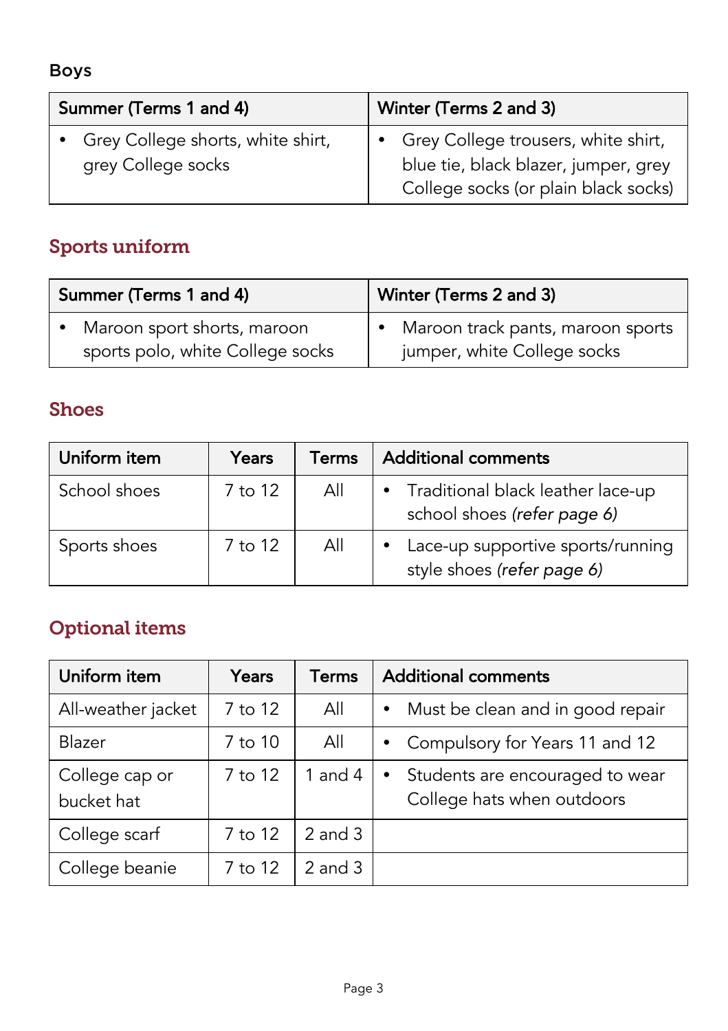Boys

| Summer (Terms 1 and 4) | Winter (Terms 2 and 3) |
|---|---|
| • Grey College shorts, white shirt, grey College socks | • Grey College trousers, white shirt, blue tie, black blazer, jumper, grey College socks (or plain black socks) |

## Sports uniform

| Summer (Terms 1 and 4) | Winter (Terms 2 and 3) |
|---|---|
| • Maroon sport shorts, maroon sports polo, white College socks | • Maroon track pants, maroon sports jumper, white College socks |

## Shoes

| Uniform item | Years | Terms | Additional comments |
|---|---|---|---|
| School shoes | 7 to 12 | All | • Traditional black leather lace-up school shoes *(refer page 6)* |
| Sports shoes | 7 to 12 | All | • Lace-up supportive sports/running style shoes *(refer page 6)* |

## Optional items

| Uniform item | Years | Terms | Additional comments |
|---|---|---|---|
| All-weather jacket | 7 to 12 | All | • Must be clean and in good repair |
| Blazer | 7 to 10 | All | • Compulsory for Years 11 and 12 |
| College cap or bucket hat | 7 to 12 | 1 and 4 | • Students are encouraged to wear College hats when outdoors |
| College scarf | 7 to 12 | 2 and 3 | |
| College beanie | 7 to 12 | 2 and 3 | |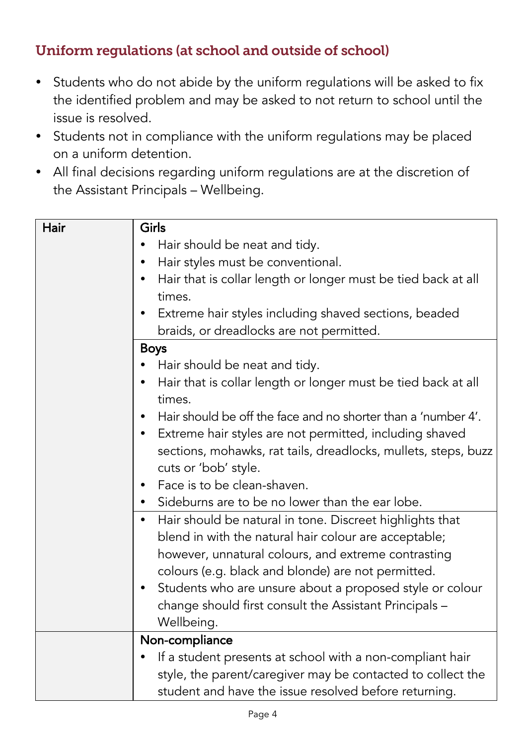## Uniform regulations (at school and outside of school)

- Students who do not abide by the uniform regulations will be asked to fix the identified problem and may be asked to not return to school until the issue is resolved.
- Students not in compliance with the uniform regulations may be placed on a uniform detention.
- All final decisions regarding uniform regulations are at the discretion of the Assistant Principals – Wellbeing.

| Hair | |
|---|---|
| | **Girls**<br>• Hair should be neat and tidy.<br>• Hair styles must be conventional.<br>• Hair that is collar length or longer must be tied back at all times.<br>• Extreme hair styles including shaved sections, beaded braids, or dreadlocks are not permitted. |
| | **Boys**<br>• Hair should be neat and tidy.<br>• Hair that is collar length or longer must be tied back at all times.<br>• Hair should be off the face and no shorter than a 'number 4'.<br>• Extreme hair styles are not permitted, including shaved sections, mohawks, rat tails, dreadlocks, mullets, steps, buzz cuts or 'bob' style.<br>• Face is to be clean-shaven.<br>• Sideburns are to be no lower than the ear lobe. |
| | • Hair should be natural in tone. Discreet highlights that blend in with the natural hair colour are acceptable; however, unnatural colours, and extreme contrasting colours (e.g. black and blonde) are not permitted.<br>• Students who are unsure about a proposed style or colour change should first consult the Assistant Principals – Wellbeing. |
| | **Non-compliance**<br>• If a student presents at school with a non-compliant hair style, the parent/caregiver may be contacted to collect the student and have the issue resolved before returning. |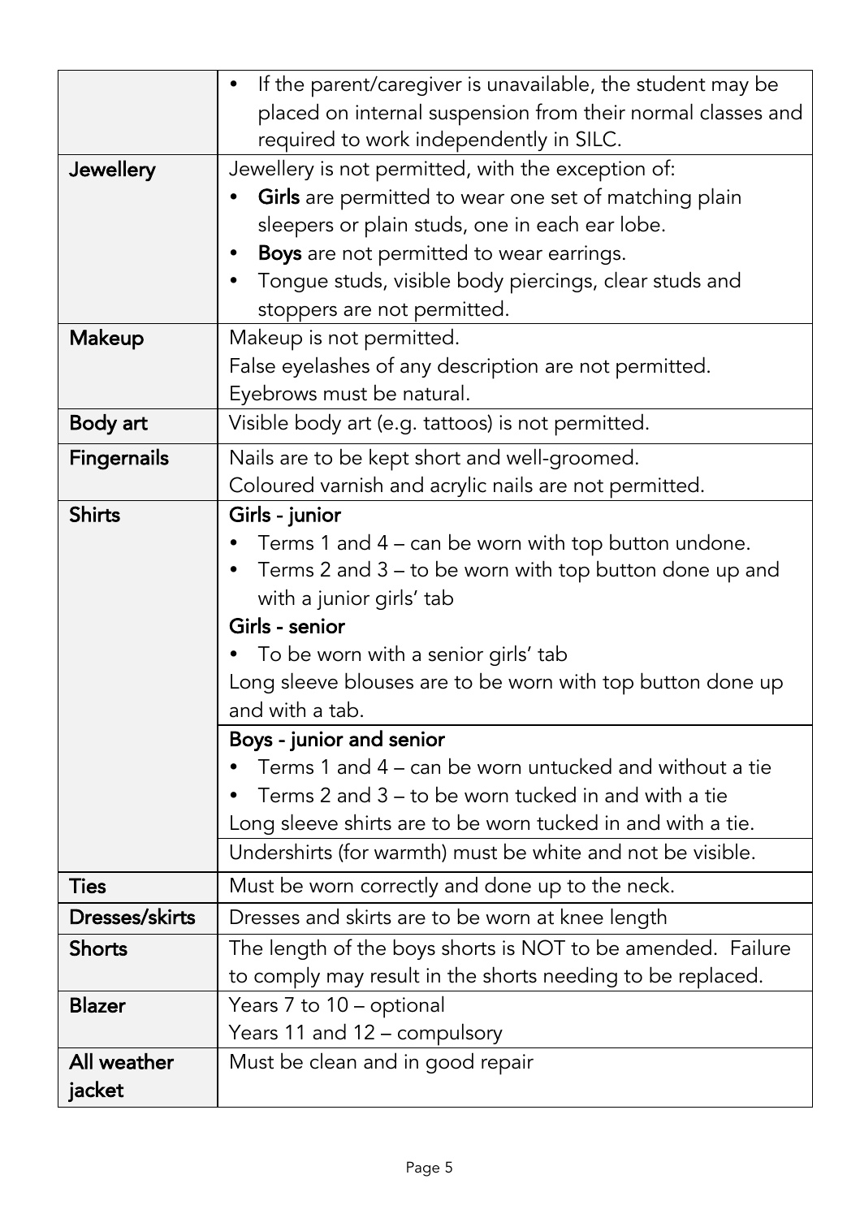| | |
|---|---|
| | • If the parent/caregiver is unavailable, the student may be placed on internal suspension from their normal classes and required to work independently in SILC. |
| **Jewellery** | Jewellery is not permitted, with the exception of:<br>• **Girls** are permitted to wear one set of matching plain sleepers or plain studs, one in each ear lobe.<br>• **Boys** are not permitted to wear earrings.<br>• Tongue studs, visible body piercings, clear studs and stoppers are not permitted. |
| **Makeup** | Makeup is not permitted.<br>False eyelashes of any description are not permitted.<br>Eyebrows must be natural. |
| **Body art** | Visible body art (e.g. tattoos) is not permitted. |
| **Fingernails** | Nails are to be kept short and well-groomed.<br>Coloured varnish and acrylic nails are not permitted. |
| **Shirts** | Girls - junior<br>• Terms 1 and 4 – can be worn with top button undone.<br>• Terms 2 and 3 – to be worn with top button done up and with a junior girls' tab<br>Girls - senior<br>• To be worn with a senior girls' tab<br>Long sleeve blouses are to be worn with top button done up and with a tab. |
| | Boys - junior and senior<br>• Terms 1 and 4 – can be worn untucked and without a tie<br>• Terms 2 and 3 – to be worn tucked in and with a tie<br>Long sleeve shirts are to be worn tucked in and with a tie. |
| | Undershirts (for warmth) must be white and not be visible. |
| **Ties** | Must be worn correctly and done up to the neck. |
| **Dresses/skirts** | Dresses and skirts are to be worn at knee length |
| **Shorts** | The length of the boys shorts is NOT to be amended. Failure to comply may result in the shorts needing to be replaced. |
| **Blazer** | Years 7 to 10 – optional<br>Years 11 and 12 – compulsory |
| **All weather jacket** | Must be clean and in good repair |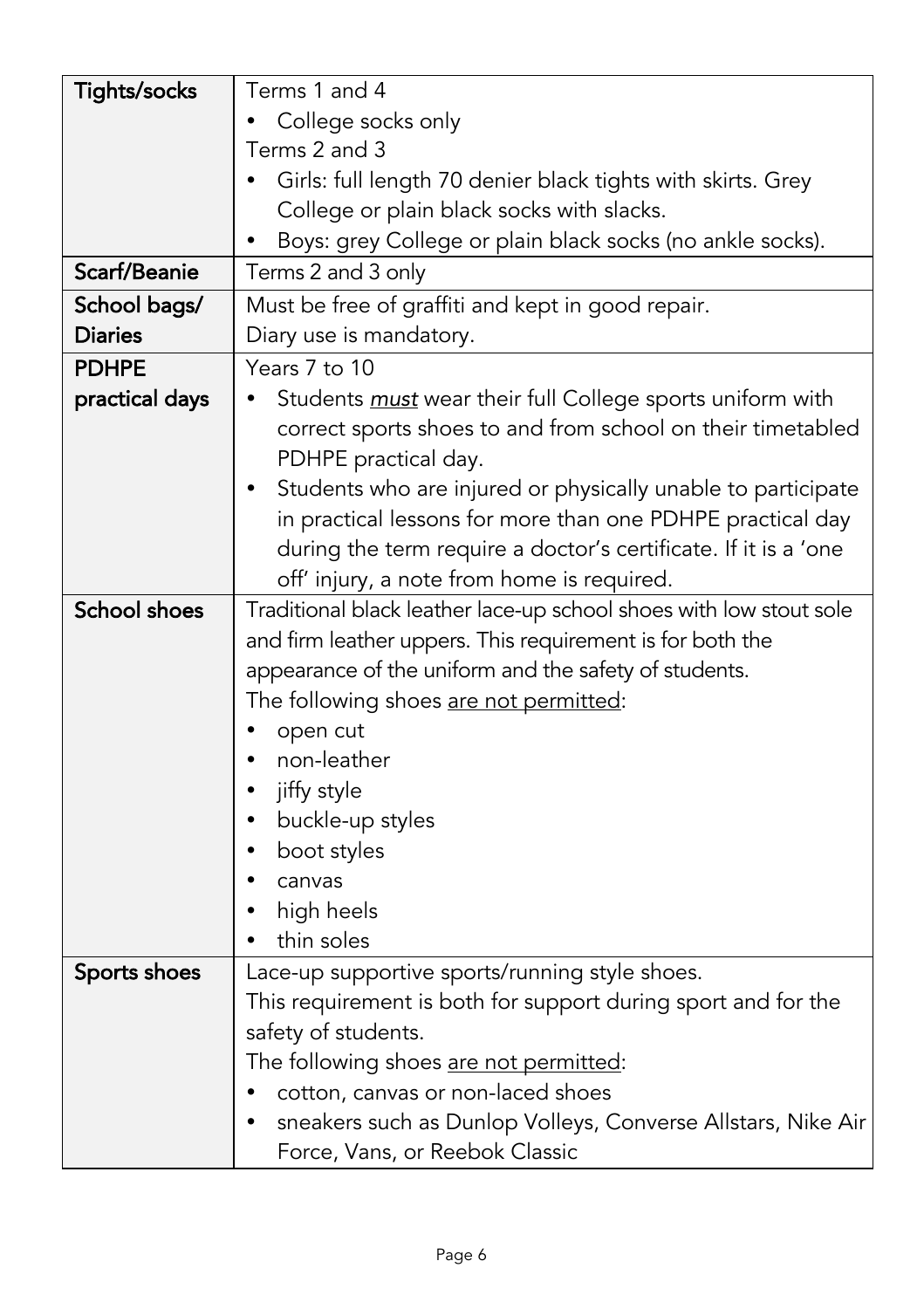| | |
|---|---|
| **Tights/socks** | Terms 1 and 4<br>• College socks only<br>Terms 2 and 3<br>• Girls: full length 70 denier black tights with skirts. Grey College or plain black socks with slacks.<br>• Boys: grey College or plain black socks (no ankle socks). |
| **Scarf/Beanie** | Terms 2 and 3 only |
| **School bags/ Diaries** | Must be free of graffiti and kept in good repair.<br>Diary use is mandatory. |
| **PDHPE practical days** | Years 7 to 10<br>• Students ***must*** wear their full College sports uniform with correct sports shoes to and from school on their timetabled PDHPE practical day.<br>• Students who are injured or physically unable to participate in practical lessons for more than one PDHPE practical day during the term require a doctor's certificate. If it is a 'one off' injury, a note from home is required. |
| **School shoes** | Traditional black leather lace-up school shoes with low stout sole and firm leather uppers. This requirement is for both the appearance of the uniform and the safety of students.<br>The following shoes are not permitted:<br>• open cut<br>• non-leather<br>• jiffy style<br>• buckle-up styles<br>• boot styles<br>• canvas<br>• high heels<br>• thin soles |
| **Sports shoes** | Lace-up supportive sports/running style shoes.<br>This requirement is both for support during sport and for the safety of students.<br>The following shoes are not permitted:<br>• cotton, canvas or non-laced shoes<br>• sneakers such as Dunlop Volleys, Converse Allstars, Nike Air Force, Vans, or Reebok Classic |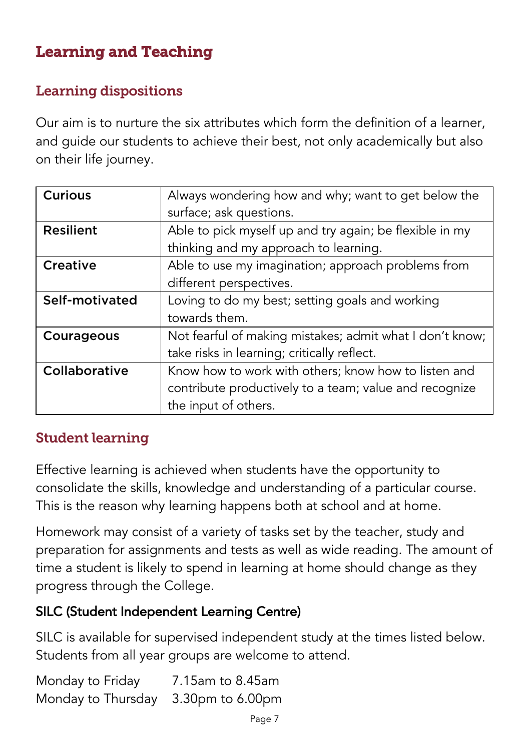# Learning and Teaching

## Learning dispositions

Our aim is to nurture the six attributes which form the definition of a learner, and guide our students to achieve their best, not only academically but also on their life journey.

| | |
|---|---|
| **Curious** | Always wondering how and why; want to get below the surface; ask questions. |
| **Resilient** | Able to pick myself up and try again; be flexible in my thinking and my approach to learning. |
| **Creative** | Able to use my imagination; approach problems from different perspectives. |
| **Self-motivated** | Loving to do my best; setting goals and working towards them. |
| **Courageous** | Not fearful of making mistakes; admit what I don't know; take risks in learning; critically reflect. |
| **Collaborative** | Know how to work with others; know how to listen and contribute productively to a team; value and recognize the input of others. |

## Student learning

Effective learning is achieved when students have the opportunity to consolidate the skills, knowledge and understanding of a particular course. This is the reason why learning happens both at school and at home.

Homework may consist of a variety of tasks set by the teacher, study and preparation for assignments and tests as well as wide reading. The amount of time a student is likely to spend in learning at home should change as they progress through the College.

### SILC (Student Independent Learning Centre)

SILC is available for supervised independent study at the times listed below. Students from all year groups are welcome to attend.

Monday to Friday 7.15am to 8.45am
Monday to Thursday 3.30pm to 6.00pm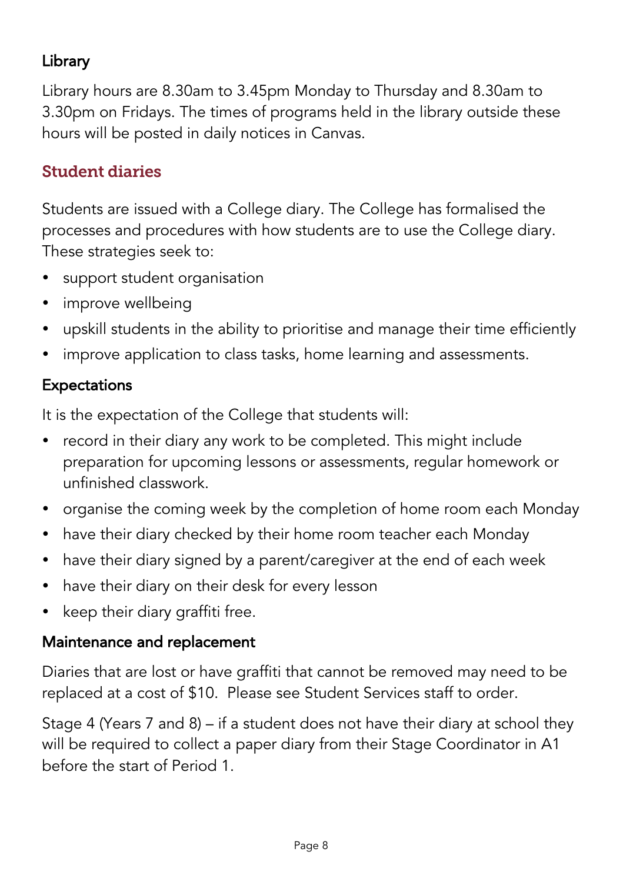### Library

Library hours are 8.30am to 3.45pm Monday to Thursday and 8.30am to 3.30pm on Fridays. The times of programs held in the library outside these hours will be posted in daily notices in Canvas.

## Student diaries

Students are issued with a College diary. The College has formalised the processes and procedures with how students are to use the College diary. These strategies seek to:

- support student organisation
- improve wellbeing
- upskill students in the ability to prioritise and manage their time efficiently
- improve application to class tasks, home learning and assessments.

### Expectations

It is the expectation of the College that students will:

- record in their diary any work to be completed. This might include preparation for upcoming lessons or assessments, regular homework or unfinished classwork.
- organise the coming week by the completion of home room each Monday
- have their diary checked by their home room teacher each Monday
- have their diary signed by a parent/caregiver at the end of each week
- have their diary on their desk for every lesson
- keep their diary graffiti free.

### Maintenance and replacement

Diaries that are lost or have graffiti that cannot be removed may need to be replaced at a cost of $10. Please see Student Services staff to order.

Stage 4 (Years 7 and 8) – if a student does not have their diary at school they will be required to collect a paper diary from their Stage Coordinator in A1 before the start of Period 1.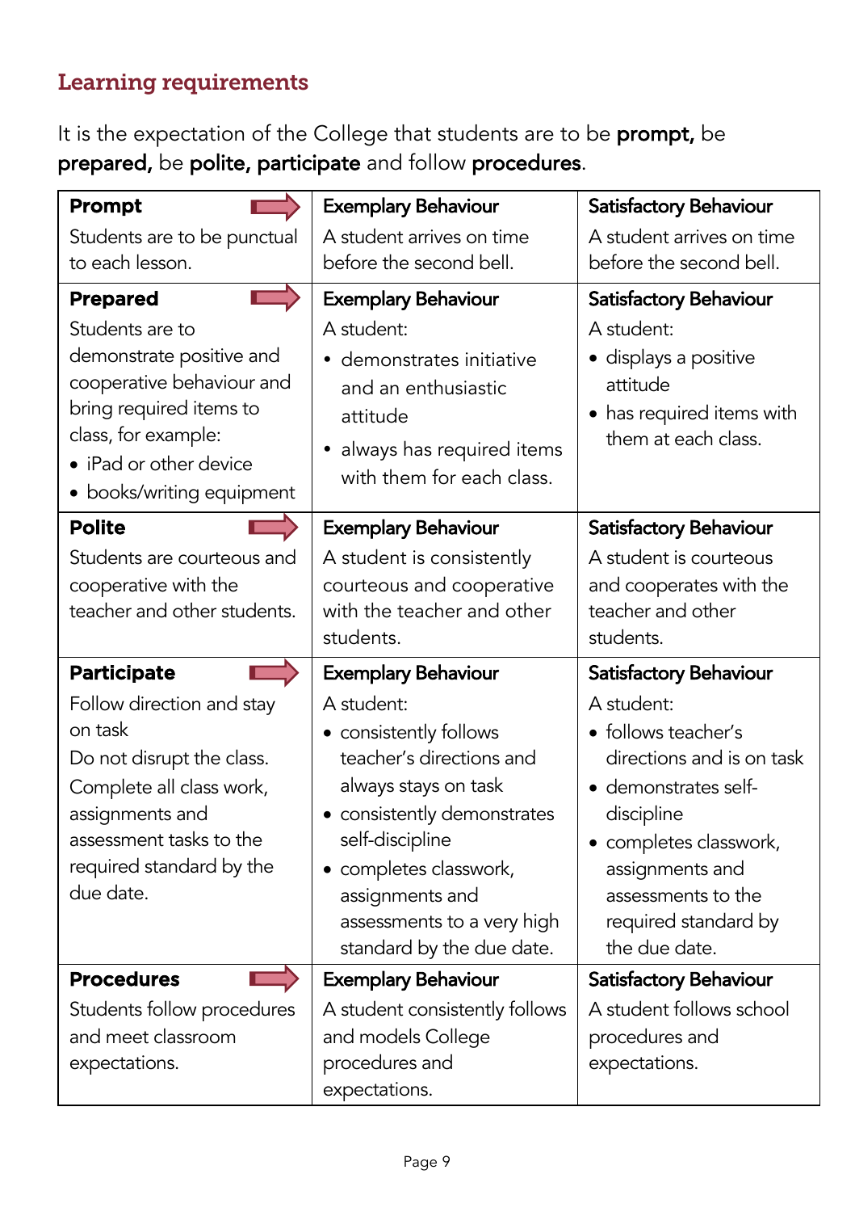## Learning requirements

It is the expectation of the College that students are to be **prompt,** be **prepared,** be **polite, participate** and follow **procedures**.

| **Prompt** Students are to be punctual to each lesson. | Exemplary Behaviour A student arrives on time before the second bell. | Satisfactory Behaviour A student arrives on time before the second bell. |
|---|---|---|
| **Prepared** Students are to demonstrate positive and cooperative behaviour and bring required items to class, for example: • iPad or other device • books/writing equipment | Exemplary Behaviour A student: • demonstrates initiative and an enthusiastic attitude • always has required items with them for each class. | Satisfactory Behaviour A student: • displays a positive attitude • has required items with them at each class. |
| **Polite** Students are courteous and cooperative with the teacher and other students. | Exemplary Behaviour A student is consistently courteous and cooperative with the teacher and other students. | Satisfactory Behaviour A student is courteous and cooperates with the teacher and other students. |
| **Participate** Follow direction and stay on task Do not disrupt the class. Complete all class work, assignments and assessment tasks to the required standard by the due date. | Exemplary Behaviour A student: • consistently follows teacher's directions and always stays on task • consistently demonstrates self-discipline • completes classwork, assignments and assessments to a very high standard by the due date. | Satisfactory Behaviour A student: • follows teacher's directions and is on task • demonstrates self-discipline • completes classwork, assignments and assessments to the required standard by the due date. |
| **Procedures** Students follow procedures and meet classroom expectations. | Exemplary Behaviour A student consistently follows and models College procedures and expectations. | Satisfactory Behaviour A student follows school procedures and expectations. |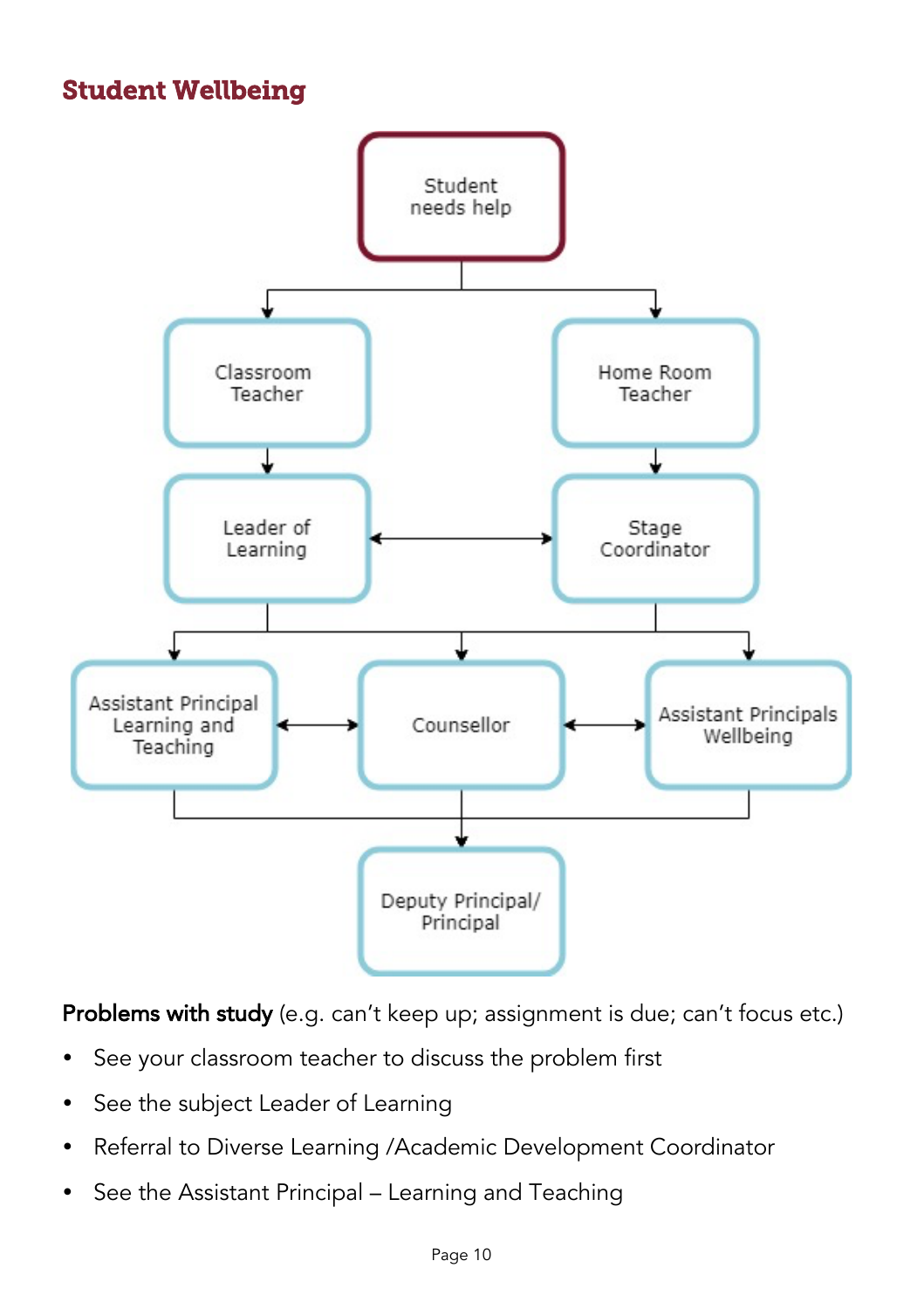## Student Wellbeing

Student needs help

Classroom Teacher

Home Room Teacher

Leader of Learning

Stage Coordinator

Assistant Principal Learning and Teaching

Counsellor

Assistant Principals Wellbeing

Deputy Principal/ Principal

**Problems with study** (e.g. can't keep up; assignment is due; can't focus etc.)

- See your classroom teacher to discuss the problem first
- See the subject Leader of Learning
- Referral to Diverse Learning /Academic Development Coordinator
- See the Assistant Principal – Learning and Teaching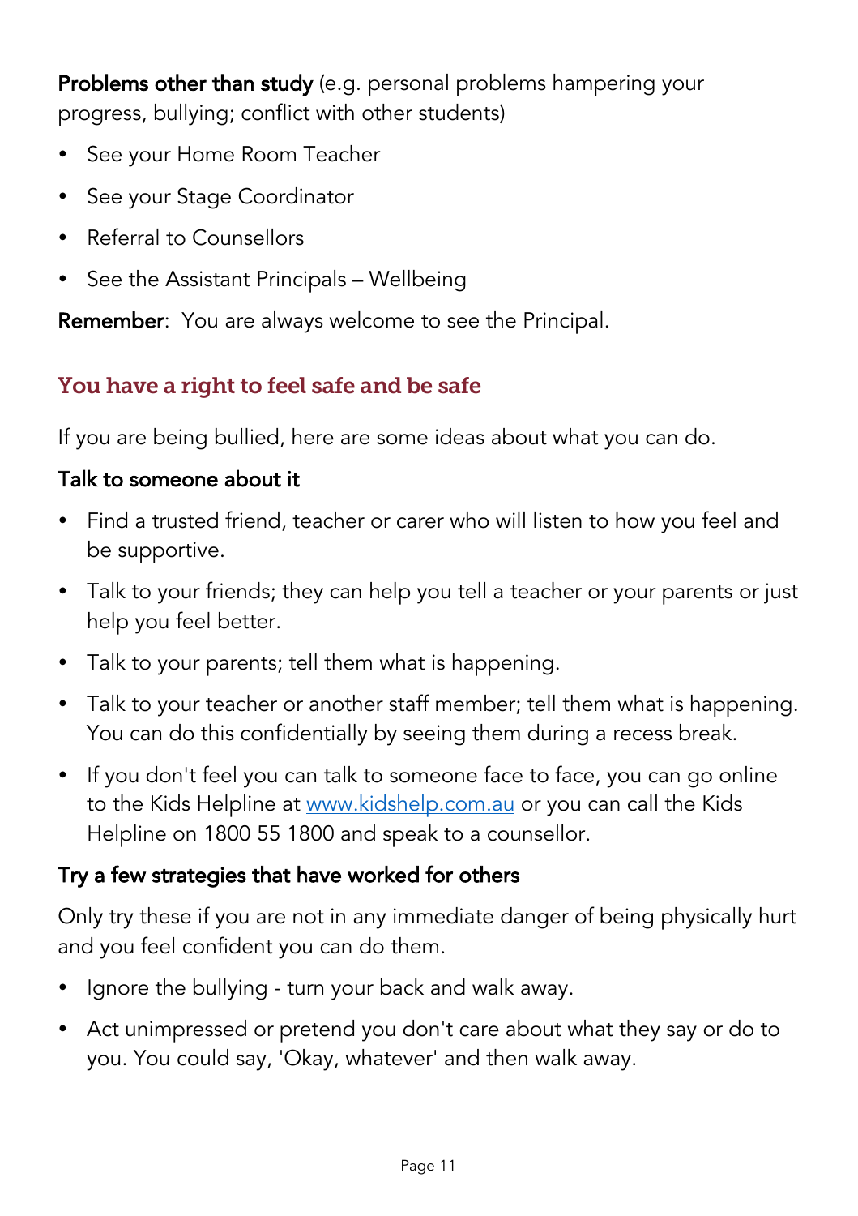**Problems other than study** (e.g. personal problems hampering your progress, bullying; conflict with other students)

- See your Home Room Teacher
- See your Stage Coordinator
- Referral to Counsellors
- See the Assistant Principals – Wellbeing

**Remember**: You are always welcome to see the Principal.

## You have a right to feel safe and be safe

If you are being bullied, here are some ideas about what you can do.

### Talk to someone about it

- Find a trusted friend, teacher or carer who will listen to how you feel and be supportive.
- Talk to your friends; they can help you tell a teacher or your parents or just help you feel better.
- Talk to your parents; tell them what is happening.
- Talk to your teacher or another staff member; tell them what is happening. You can do this confidentially by seeing them during a recess break.
- If you don't feel you can talk to someone face to face, you can go online to the Kids Helpline at [www.kidshelp.com.au](http://www.kidshelp.com.au) or you can call the Kids Helpline on 1800 55 1800 and speak to a counsellor.

### Try a few strategies that have worked for others

Only try these if you are not in any immediate danger of being physically hurt and you feel confident you can do them.

- Ignore the bullying - turn your back and walk away.
- Act unimpressed or pretend you don't care about what they say or do to you. You could say, 'Okay, whatever' and then walk away.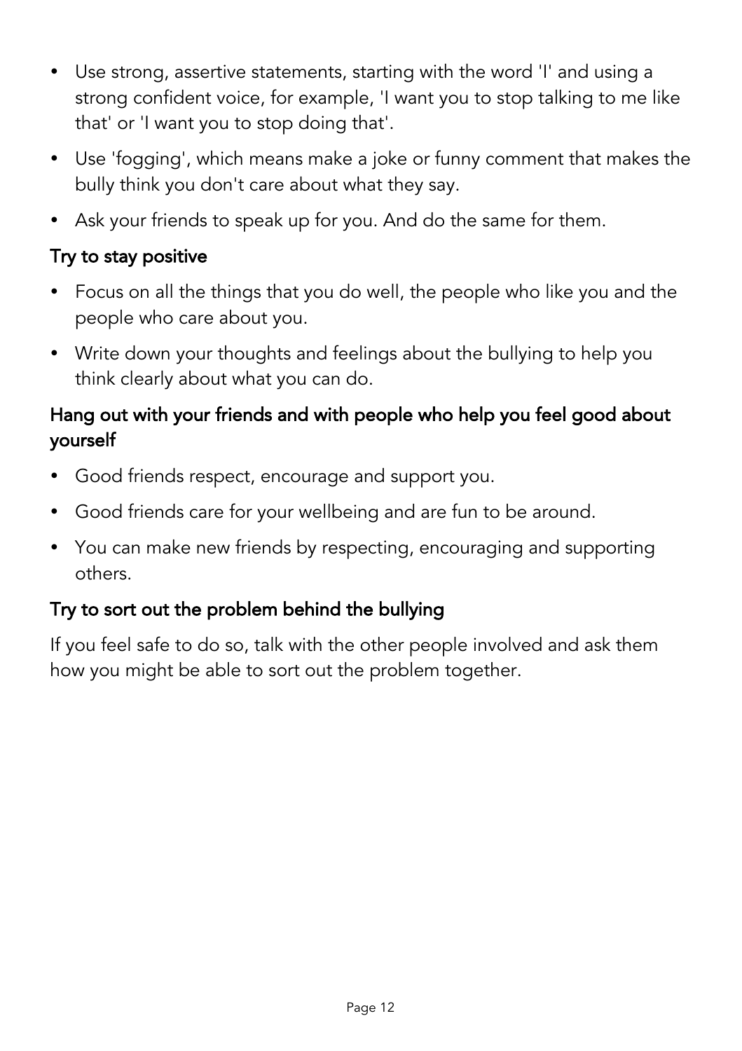- Use strong, assertive statements, starting with the word 'I' and using a strong confident voice, for example, 'I want you to stop talking to me like that' or 'I want you to stop doing that'.
- Use 'fogging', which means make a joke or funny comment that makes the bully think you don't care about what they say.
- Ask your friends to speak up for you. And do the same for them.

### Try to stay positive

- Focus on all the things that you do well, the people who like you and the people who care about you.
- Write down your thoughts and feelings about the bullying to help you think clearly about what you can do.

### Hang out with your friends and with people who help you feel good about yourself

- Good friends respect, encourage and support you.
- Good friends care for your wellbeing and are fun to be around.
- You can make new friends by respecting, encouraging and supporting others.

### Try to sort out the problem behind the bullying

If you feel safe to do so, talk with the other people involved and ask them how you might be able to sort out the problem together.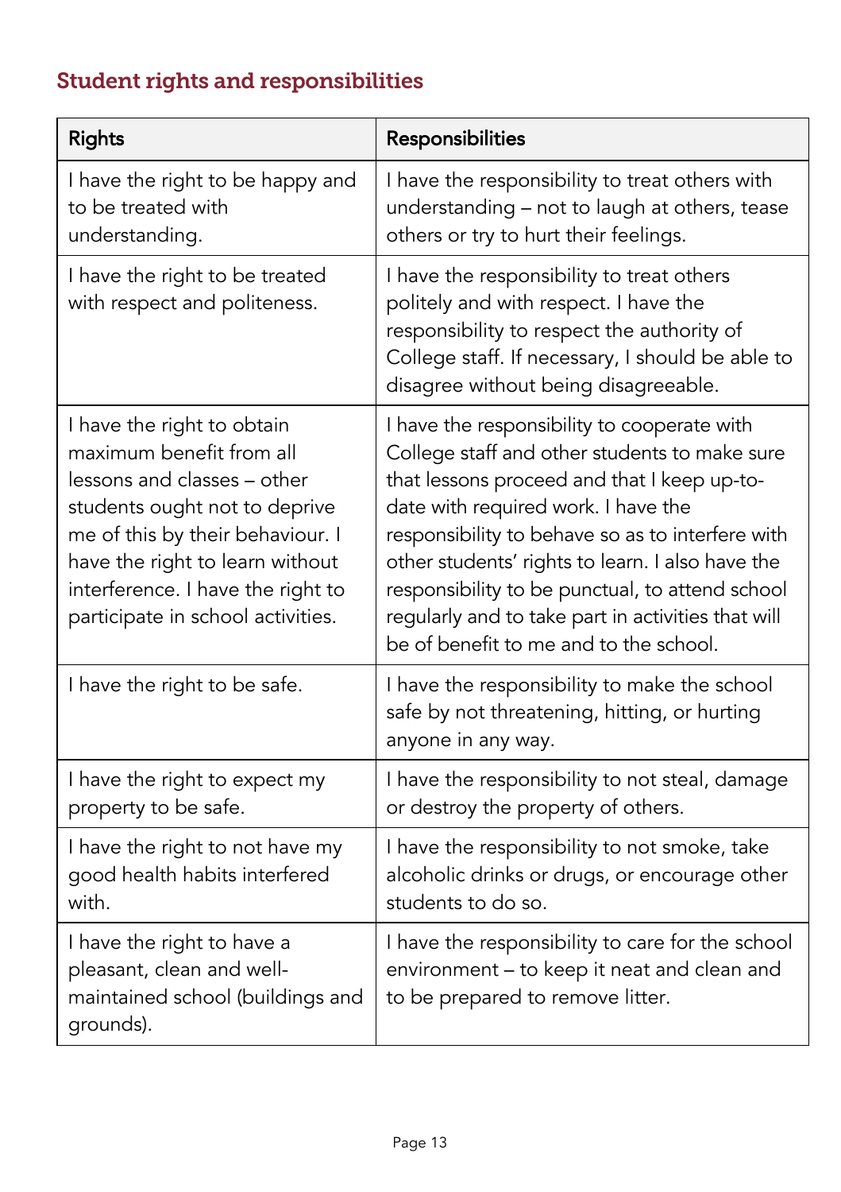## Student rights and responsibilities

| Rights | Responsibilities |
| --- | --- |
| I have the right to be happy and to be treated with understanding. | I have the responsibility to treat others with understanding – not to laugh at others, tease others or try to hurt their feelings. |
| I have the right to be treated with respect and politeness. | I have the responsibility to treat others politely and with respect. I have the responsibility to respect the authority of College staff. If necessary, I should be able to disagree without being disagreeable. |
| I have the right to obtain maximum benefit from all lessons and classes – other students ought not to deprive me of this by their behaviour. I have the right to learn without interference. I have the right to participate in school activities. | I have the responsibility to cooperate with College staff and other students to make sure that lessons proceed and that I keep up-to-date with required work. I have the responsibility to behave so as to interfere with other students' rights to learn. I also have the responsibility to be punctual, to attend school regularly and to take part in activities that will be of benefit to me and to the school. |
| I have the right to be safe. | I have the responsibility to make the school safe by not threatening, hitting, or hurting anyone in any way. |
| I have the right to expect my property to be safe. | I have the responsibility to not steal, damage or destroy the property of others. |
| I have the right to not have my good health habits interfered with. | I have the responsibility to not smoke, take alcoholic drinks or drugs, or encourage other students to do so. |
| I have the right to have a pleasant, clean and well-maintained school (buildings and grounds). | I have the responsibility to care for the school environment – to keep it neat and clean and to be prepared to remove litter. |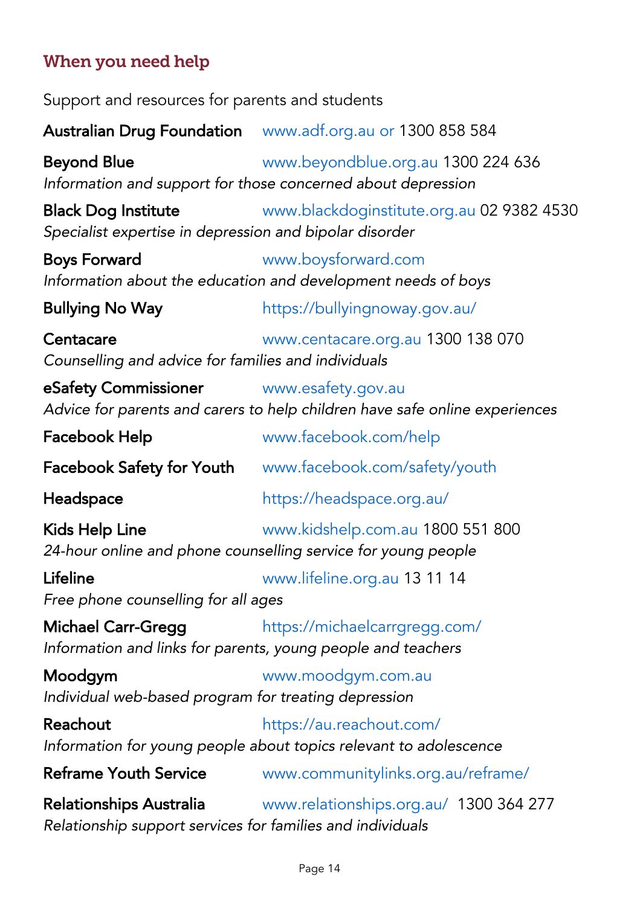## When you need help

Support and resources for parents and students

**Australian Drug Foundation** www.adf.org.au or 1300 858 584

**Beyond Blue** www.beyondblue.org.au 1300 224 636
*Information and support for those concerned about depression*

**Black Dog Institute** www.blackdoginstitute.org.au 02 9382 4530
*Specialist expertise in depression and bipolar disorder*

**Boys Forward** www.boysforward.com
*Information about the education and development needs of boys*

**Bullying No Way** https://bullyingnoway.gov.au/

**Centacare** www.centacare.org.au 1300 138 070
*Counselling and advice for families and individuals*

**eSafety Commissioner** www.esafety.gov.au
*Advice for parents and carers to help children have safe online experiences*

**Facebook Help** www.facebook.com/help

**Facebook Safety for Youth** www.facebook.com/safety/youth

**Headspace** https://headspace.org.au/

**Kids Help Line** www.kidshelp.com.au 1800 551 800
*24-hour online and phone counselling service for young people*

**Lifeline** www.lifeline.org.au 13 11 14
*Free phone counselling for all ages*

**Michael Carr-Gregg** https://michaelcarrgregg.com/
*Information and links for parents, young people and teachers*

**Moodgym** www.moodgym.com.au
*Individual web-based program for treating depression*

**Reachout** https://au.reachout.com/
*Information for young people about topics relevant to adolescence*

**Reframe Youth Service** www.communitylinks.org.au/reframe/

**Relationships Australia** www.relationships.org.au/ 1300 364 277
*Relationship support services for families and individuals*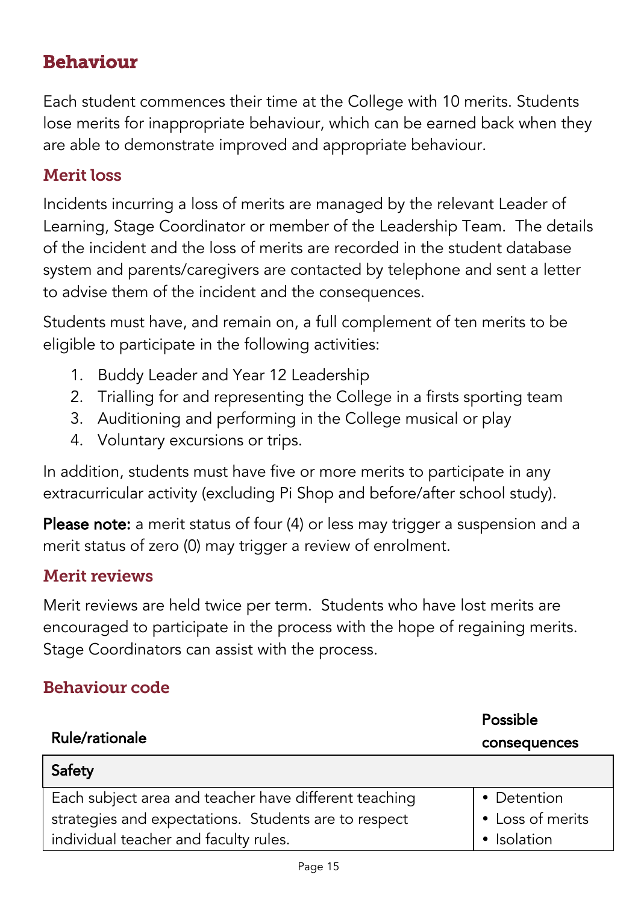# Behaviour

Each student commences their time at the College with 10 merits. Students lose merits for inappropriate behaviour, which can be earned back when they are able to demonstrate improved and appropriate behaviour.

## Merit loss

Incidents incurring a loss of merits are managed by the relevant Leader of Learning, Stage Coordinator or member of the Leadership Team. The details of the incident and the loss of merits are recorded in the student database system and parents/caregivers are contacted by telephone and sent a letter to advise them of the incident and the consequences.

Students must have, and remain on, a full complement of ten merits to be eligible to participate in the following activities:

1. Buddy Leader and Year 12 Leadership
2. Trialling for and representing the College in a firsts sporting team
3. Auditioning and performing in the College musical or play
4. Voluntary excursions or trips.

In addition, students must have five or more merits to participate in any extracurricular activity (excluding Pi Shop and before/after school study).

**Please note:** a merit status of four (4) or less may trigger a suspension and a merit status of zero (0) may trigger a review of enrolment.

## Merit reviews

Merit reviews are held twice per term. Students who have lost merits are encouraged to participate in the process with the hope of regaining merits. Stage Coordinators can assist with the process.

## Behaviour code

| Rule/rationale | Possible consequences |
|---|---|
| **Safety** | |
| Each subject area and teacher have different teaching strategies and expectations. Students are to respect individual teacher and faculty rules. | • Detention<br>• Loss of merits<br>• Isolation |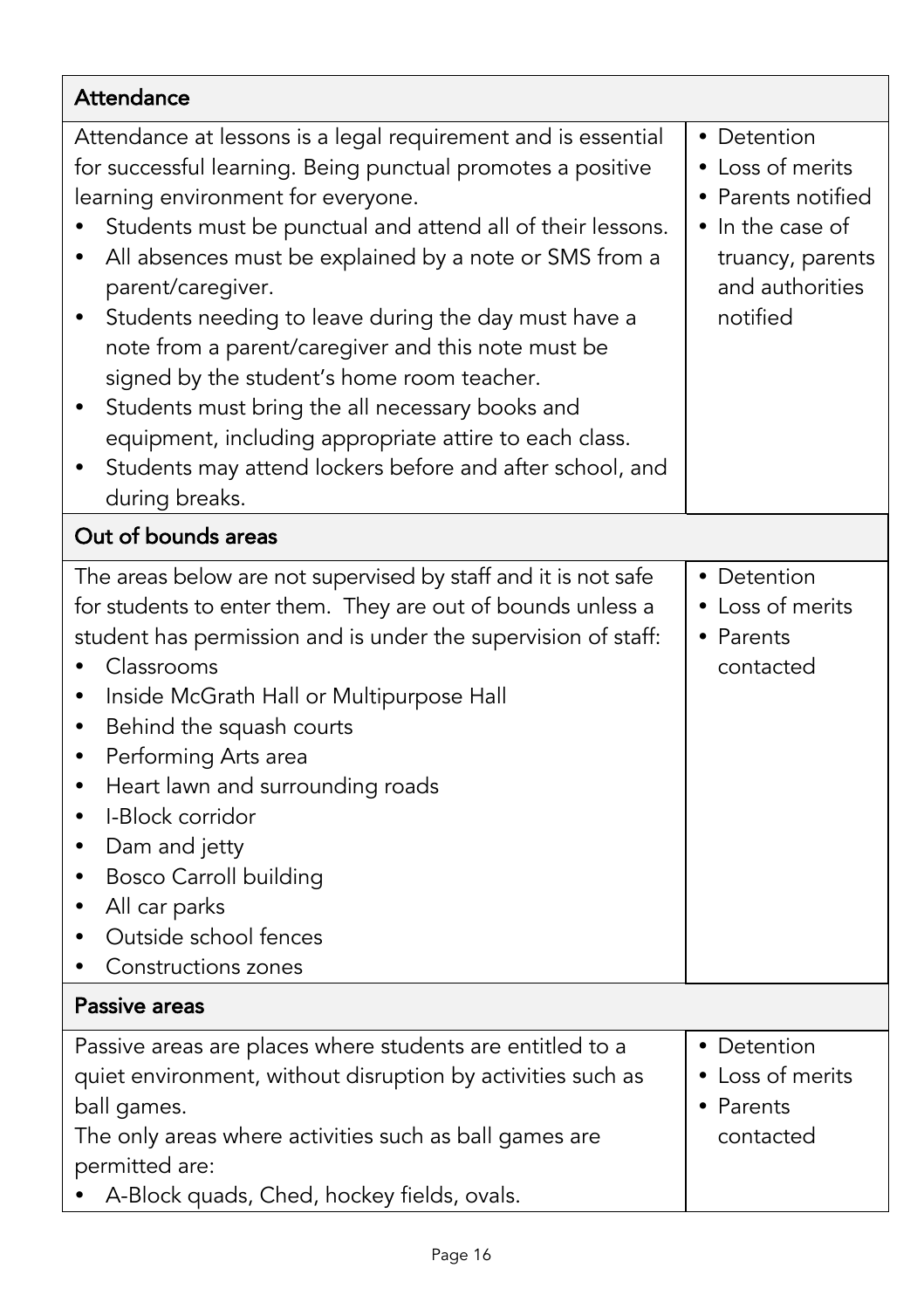| Attendance | |
|---|---|
| Attendance at lessons is a legal requirement and is essential for successful learning. Being punctual promotes a positive learning environment for everyone.<br>• Students must be punctual and attend all of their lessons.<br>• All absences must be explained by a note or SMS from a parent/caregiver.<br>• Students needing to leave during the day must have a note from a parent/caregiver and this note must be signed by the student's home room teacher.<br>• Students must bring the all necessary books and equipment, including appropriate attire to each class.<br>• Students may attend lockers before and after school, and during breaks. | • Detention<br>• Loss of merits<br>• Parents notified<br>• In the case of truancy, parents and authorities notified |
| **Out of bounds areas** | |
| The areas below are not supervised by staff and it is not safe for students to enter them. They are out of bounds unless a student has permission and is under the supervision of staff:<br>• Classrooms<br>• Inside McGrath Hall or Multipurpose Hall<br>• Behind the squash courts<br>• Performing Arts area<br>• Heart lawn and surrounding roads<br>• I-Block corridor<br>• Dam and jetty<br>• Bosco Carroll building<br>• All car parks<br>• Outside school fences<br>• Constructions zones | • Detention<br>• Loss of merits<br>• Parents contacted |
| **Passive areas** | |
| Passive areas are places where students are entitled to a quiet environment, without disruption by activities such as ball games.<br>The only areas where activities such as ball games are permitted are:<br>• A-Block quads, Ched, hockey fields, ovals. | • Detention<br>• Loss of merits<br>• Parents contacted |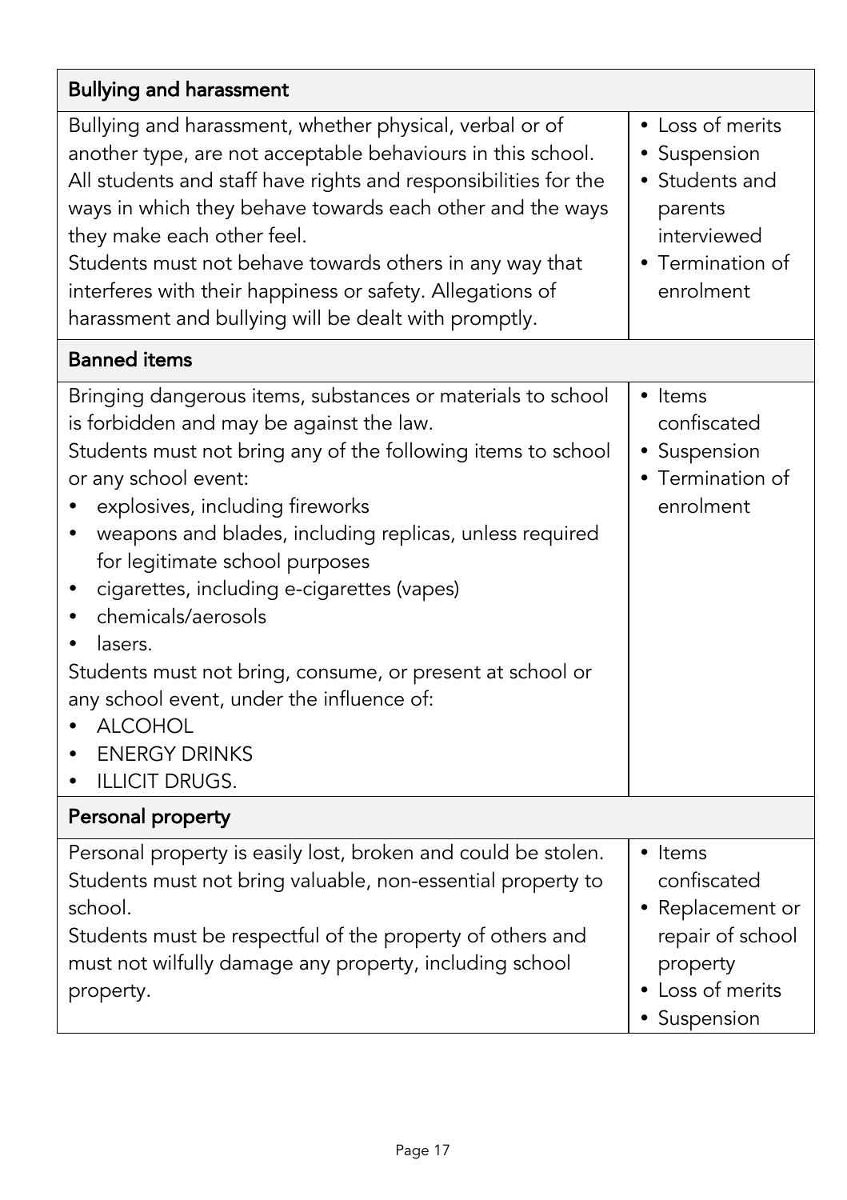| Bullying and harassment | |
|---|---|
| Bullying and harassment, whether physical, verbal or of another type, are not acceptable behaviours in this school. All students and staff have rights and responsibilities for the ways in which they behave towards each other and the ways they make each other feel.<br>Students must not behave towards others in any way that interferes with their happiness or safety. Allegations of harassment and bullying will be dealt with promptly. | • Loss of merits<br>• Suspension<br>• Students and parents interviewed<br>• Termination of enrolment |
| **Banned items** | |
| Bringing dangerous items, substances or materials to school is forbidden and may be against the law.<br>Students must not bring any of the following items to school or any school event:<br>• explosives, including fireworks<br>• weapons and blades, including replicas, unless required for legitimate school purposes<br>• cigarettes, including e-cigarettes (vapes)<br>• chemicals/aerosols<br>• lasers.<br>Students must not bring, consume, or present at school or any school event, under the influence of:<br>• ALCOHOL<br>• ENERGY DRINKS<br>• ILLICIT DRUGS. | • Items confiscated<br>• Suspension<br>• Termination of enrolment |
| **Personal property** | |
| Personal property is easily lost, broken and could be stolen. Students must not bring valuable, non-essential property to school.<br>Students must be respectful of the property of others and must not wilfully damage any property, including school property. | • Items confiscated<br>• Replacement or repair of school property<br>• Loss of merits<br>• Suspension |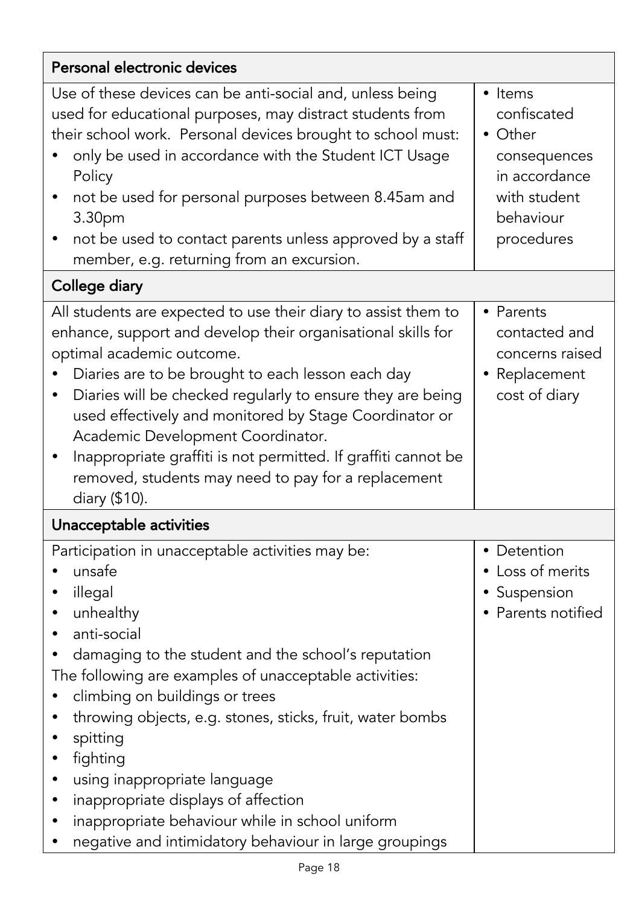<table>
<tr><th colspan="2">Personal electronic devices</th></tr>
<tr><td>Use of these devices can be anti-social and, unless being used for educational purposes, may distract students from their school work. Personal devices brought to school must:<br>• only be used in accordance with the Student ICT Usage Policy<br>• not be used for personal purposes between 8.45am and 3.30pm<br>• not be used to contact parents unless approved by a staff member, e.g. returning from an excursion.</td><td>• Items confiscated<br>• Other consequences in accordance with student behaviour procedures</td></tr>
<tr><th colspan="2">College diary</th></tr>
<tr><td>All students are expected to use their diary to assist them to enhance, support and develop their organisational skills for optimal academic outcome.<br>• Diaries are to be brought to each lesson each day<br>• Diaries will be checked regularly to ensure they are being used effectively and monitored by Stage Coordinator or Academic Development Coordinator.<br>• Inappropriate graffiti is not permitted. If graffiti cannot be removed, students may need to pay for a replacement diary ($10).</td><td>• Parents contacted and concerns raised<br>• Replacement cost of diary</td></tr>
<tr><th colspan="2">Unacceptable activities</th></tr>
<tr><td>Participation in unacceptable activities may be:<br>• unsafe<br>• illegal<br>• unhealthy<br>• anti-social<br>• damaging to the student and the school's reputation<br>The following are examples of unacceptable activities:<br>• climbing on buildings or trees<br>• throwing objects, e.g. stones, sticks, fruit, water bombs<br>• spitting<br>• fighting<br>• using inappropriate language<br>• inappropriate displays of affection<br>• inappropriate behaviour while in school uniform<br>• negative and intimidatory behaviour in large groupings</td><td>• Detention<br>• Loss of merits<br>• Suspension<br>• Parents notified</td></tr>
</table>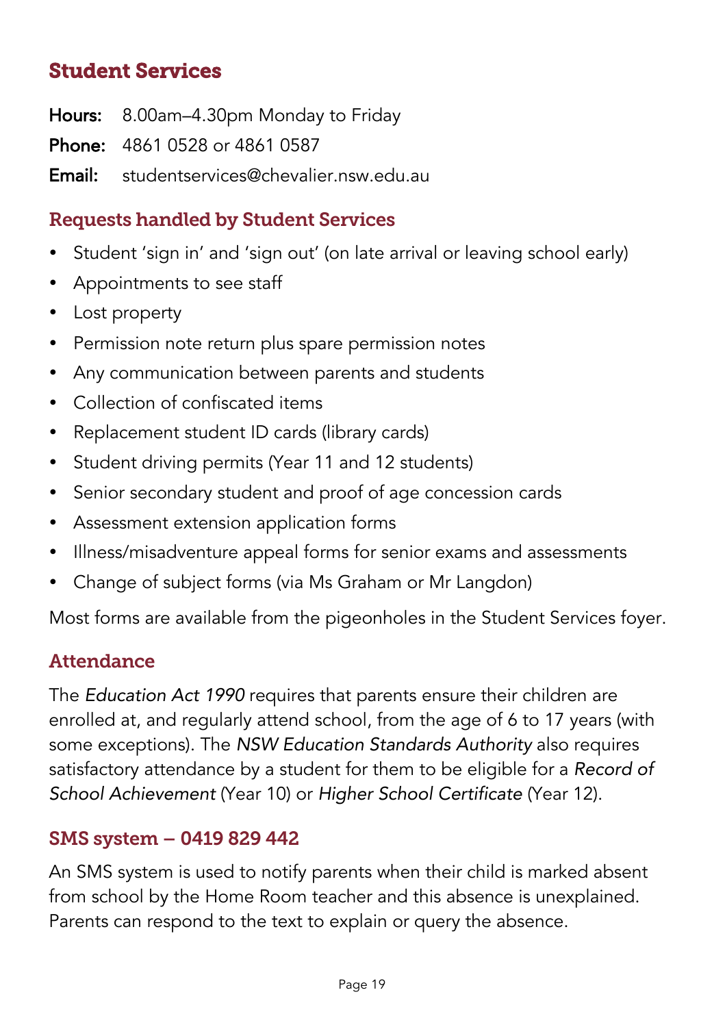## Student Services

**Hours:** 8.00am–4.30pm Monday to Friday

**Phone:** 4861 0528 or 4861 0587

**Email:** studentservices@chevalier.nsw.edu.au

### Requests handled by Student Services

- Student 'sign in' and 'sign out' (on late arrival or leaving school early)
- Appointments to see staff
- Lost property
- Permission note return plus spare permission notes
- Any communication between parents and students
- Collection of confiscated items
- Replacement student ID cards (library cards)
- Student driving permits (Year 11 and 12 students)
- Senior secondary student and proof of age concession cards
- Assessment extension application forms
- Illness/misadventure appeal forms for senior exams and assessments
- Change of subject forms (via Ms Graham or Mr Langdon)

Most forms are available from the pigeonholes in the Student Services foyer.

### Attendance

The *Education Act 1990* requires that parents ensure their children are enrolled at, and regularly attend school, from the age of 6 to 17 years (with some exceptions). The *NSW Education Standards Authority* also requires satisfactory attendance by a student for them to be eligible for a *Record of School Achievement* (Year 10) or *Higher School Certificate* (Year 12).

### SMS system – 0419 829 442

An SMS system is used to notify parents when their child is marked absent from school by the Home Room teacher and this absence is unexplained. Parents can respond to the text to explain or query the absence.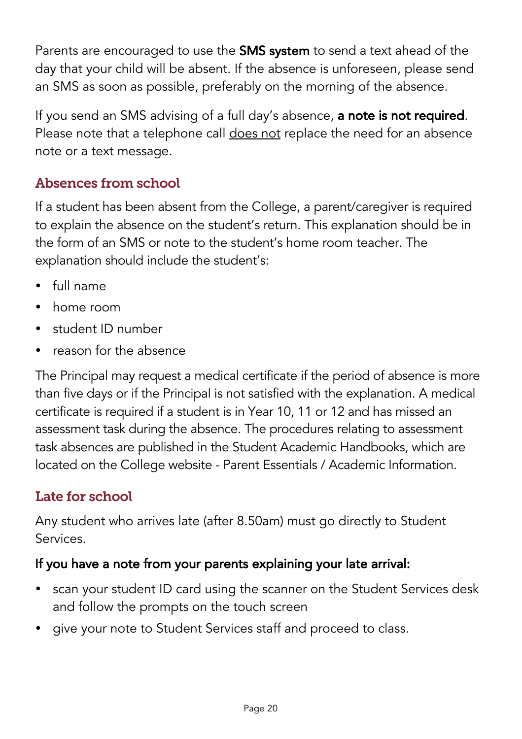Parents are encouraged to use the **SMS system** to send a text ahead of the day that your child will be absent. If the absence is unforeseen, please send an SMS as soon as possible, preferably on the morning of the absence.

If you send an SMS advising of a full day's absence, **a note is not required**. Please note that a telephone call <u>does not</u> replace the need for an absence note or a text message.

## Absences from school

If a student has been absent from the College, a parent/caregiver is required to explain the absence on the student's return. This explanation should be in the form of an SMS or note to the student's home room teacher. The explanation should include the student's:

- full name
- home room
- student ID number
- reason for the absence

The Principal may request a medical certificate if the period of absence is more than five days or if the Principal is not satisfied with the explanation. A medical certificate is required if a student is in Year 10, 11 or 12 and has missed an assessment task during the absence. The procedures relating to assessment task absences are published in the Student Academic Handbooks, which are located on the College website - Parent Essentials / Academic Information.

## Late for school

Any student who arrives late (after 8.50am) must go directly to Student Services.

**If you have a note from your parents explaining your late arrival:**

- scan your student ID card using the scanner on the Student Services desk and follow the prompts on the touch screen
- give your note to Student Services staff and proceed to class.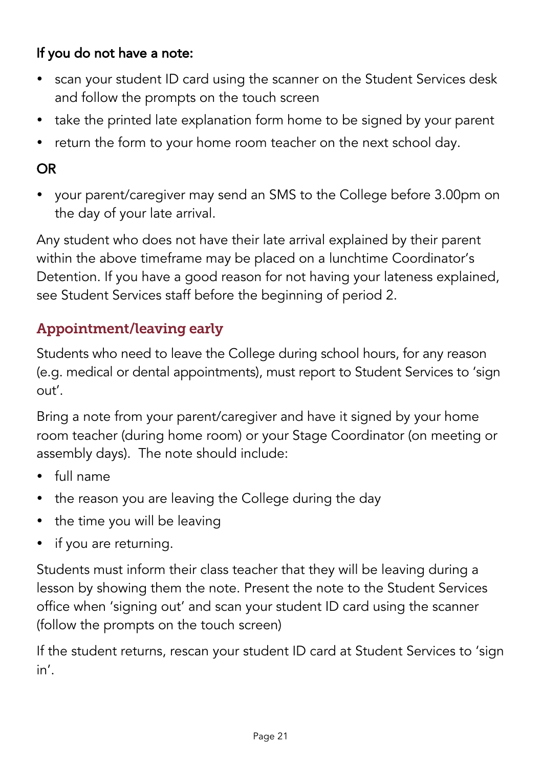**If you do not have a note:**

- scan your student ID card using the scanner on the Student Services desk and follow the prompts on the touch screen
- take the printed late explanation form home to be signed by your parent
- return the form to your home room teacher on the next school day.

**OR**

- your parent/caregiver may send an SMS to the College before 3.00pm on the day of your late arrival.

Any student who does not have their late arrival explained by their parent within the above timeframe may be placed on a lunchtime Coordinator's Detention. If you have a good reason for not having your lateness explained, see Student Services staff before the beginning of period 2.

## Appointment/leaving early

Students who need to leave the College during school hours, for any reason (e.g. medical or dental appointments), must report to Student Services to 'sign out'.

Bring a note from your parent/caregiver and have it signed by your home room teacher (during home room) or your Stage Coordinator (on meeting or assembly days). The note should include:

- full name
- the reason you are leaving the College during the day
- the time you will be leaving
- if you are returning.

Students must inform their class teacher that they will be leaving during a lesson by showing them the note. Present the note to the Student Services office when 'signing out' and scan your student ID card using the scanner (follow the prompts on the touch screen)

If the student returns, rescan your student ID card at Student Services to 'sign in'.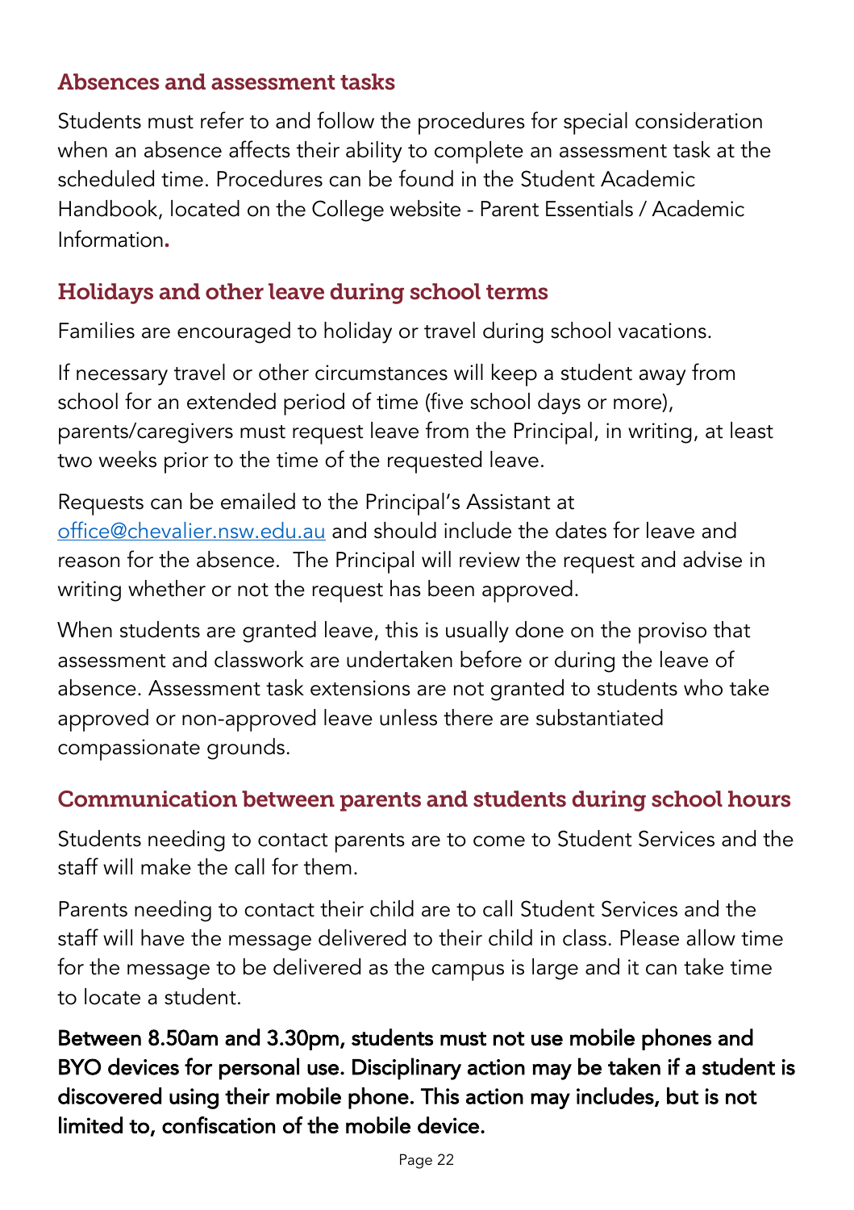## Absences and assessment tasks

Students must refer to and follow the procedures for special consideration when an absence affects their ability to complete an assessment task at the scheduled time. Procedures can be found in the Student Academic Handbook, located on the College website - Parent Essentials / Academic Information.

## Holidays and other leave during school terms

Families are encouraged to holiday or travel during school vacations.

If necessary travel or other circumstances will keep a student away from school for an extended period of time (five school days or more), parents/caregivers must request leave from the Principal, in writing, at least two weeks prior to the time of the requested leave.

Requests can be emailed to the Principal's Assistant at office@chevalier.nsw.edu.au and should include the dates for leave and reason for the absence. The Principal will review the request and advise in writing whether or not the request has been approved.

When students are granted leave, this is usually done on the proviso that assessment and classwork are undertaken before or during the leave of absence. Assessment task extensions are not granted to students who take approved or non-approved leave unless there are substantiated compassionate grounds.

## Communication between parents and students during school hours

Students needing to contact parents are to come to Student Services and the staff will make the call for them.

Parents needing to contact their child are to call Student Services and the staff will have the message delivered to their child in class. Please allow time for the message to be delivered as the campus is large and it can take time to locate a student.

**Between 8.50am and 3.30pm, students must not use mobile phones and BYO devices for personal use. Disciplinary action may be taken if a student is discovered using their mobile phone. This action may includes, but is not limited to, confiscation of the mobile device.**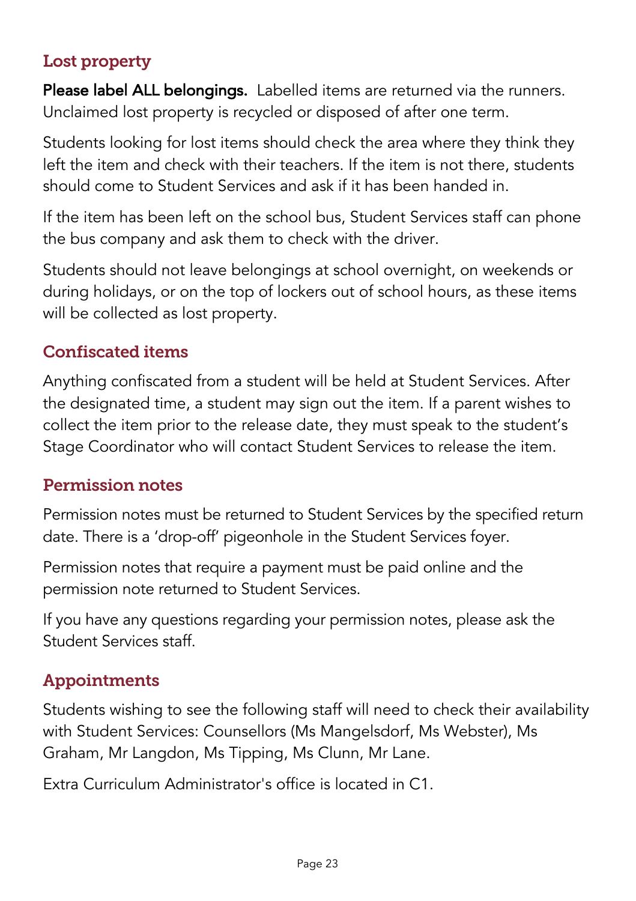## Lost property

**Please label ALL belongings.** Labelled items are returned via the runners. Unclaimed lost property is recycled or disposed of after one term.

Students looking for lost items should check the area where they think they left the item and check with their teachers. If the item is not there, students should come to Student Services and ask if it has been handed in.

If the item has been left on the school bus, Student Services staff can phone the bus company and ask them to check with the driver.

Students should not leave belongings at school overnight, on weekends or during holidays, or on the top of lockers out of school hours, as these items will be collected as lost property.

## Confiscated items

Anything confiscated from a student will be held at Student Services. After the designated time, a student may sign out the item. If a parent wishes to collect the item prior to the release date, they must speak to the student's Stage Coordinator who will contact Student Services to release the item.

## Permission notes

Permission notes must be returned to Student Services by the specified return date. There is a 'drop-off' pigeonhole in the Student Services foyer.

Permission notes that require a payment must be paid online and the permission note returned to Student Services.

If you have any questions regarding your permission notes, please ask the Student Services staff.

## Appointments

Students wishing to see the following staff will need to check their availability with Student Services: Counsellors (Ms Mangelsdorf, Ms Webster), Ms Graham, Mr Langdon, Ms Tipping, Ms Clunn, Mr Lane.

Extra Curriculum Administrator's office is located in C1.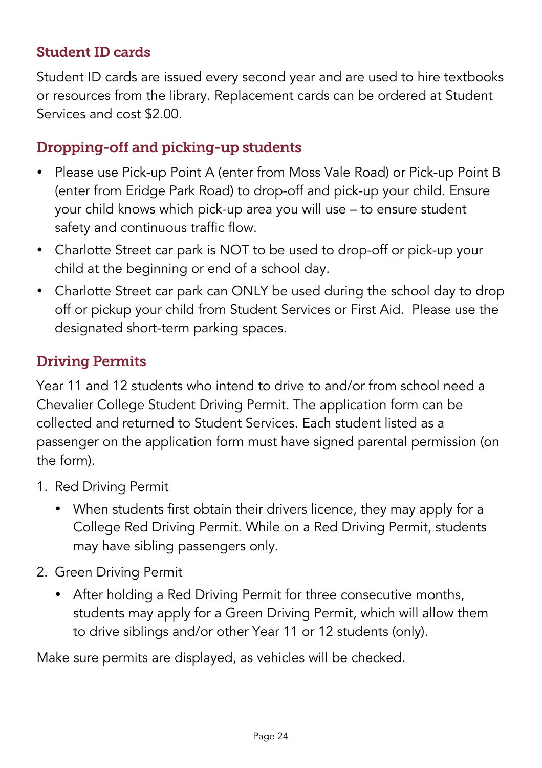## Student ID cards

Student ID cards are issued every second year and are used to hire textbooks or resources from the library. Replacement cards can be ordered at Student Services and cost $2.00.

## Dropping-off and picking-up students

- Please use Pick-up Point A (enter from Moss Vale Road) or Pick-up Point B (enter from Eridge Park Road) to drop-off and pick-up your child. Ensure your child knows which pick-up area you will use – to ensure student safety and continuous traffic flow.
- Charlotte Street car park is NOT to be used to drop-off or pick-up your child at the beginning or end of a school day.
- Charlotte Street car park can ONLY be used during the school day to drop off or pickup your child from Student Services or First Aid. Please use the designated short-term parking spaces.

## Driving Permits

Year 11 and 12 students who intend to drive to and/or from school need a Chevalier College Student Driving Permit. The application form can be collected and returned to Student Services. Each student listed as a passenger on the application form must have signed parental permission (on the form).

1. Red Driving Permit
    - When students first obtain their drivers licence, they may apply for a College Red Driving Permit. While on a Red Driving Permit, students may have sibling passengers only.
2. Green Driving Permit
    - After holding a Red Driving Permit for three consecutive months, students may apply for a Green Driving Permit, which will allow them to drive siblings and/or other Year 11 or 12 students (only).

Make sure permits are displayed, as vehicles will be checked.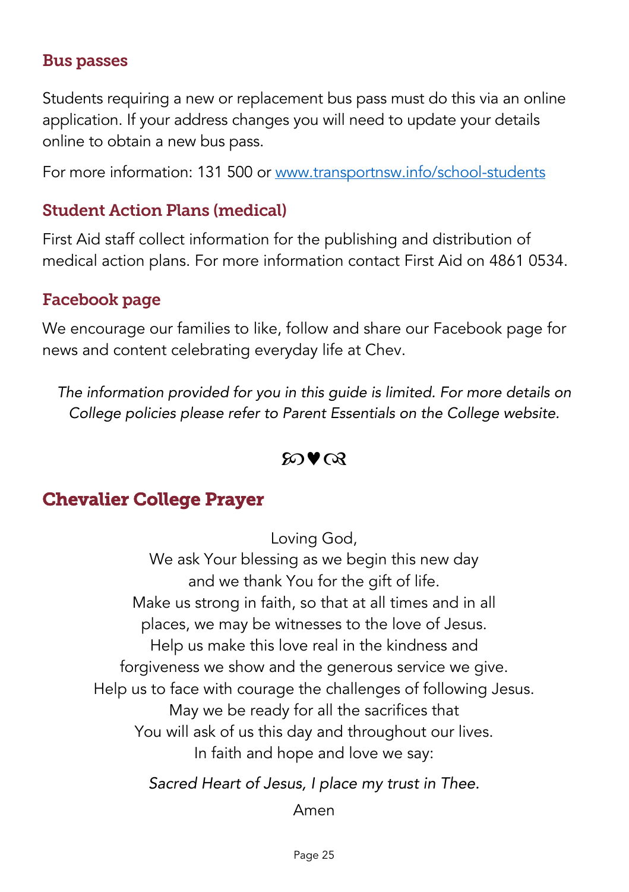### Bus passes

Students requiring a new or replacement bus pass must do this via an online application. If your address changes you will need to update your details online to obtain a new bus pass.

For more information: 131 500 or [www.transportnsw.info/school-students](http://www.transportnsw.info/school-students)

### Student Action Plans (medical)

First Aid staff collect information for the publishing and distribution of medical action plans. For more information contact First Aid on 4861 0534.

### Facebook page

We encourage our families to like, follow and share our Facebook page for news and content celebrating everyday life at Chev.

*The information provided for you in this guide is limited. For more details on College policies please refer to Parent Essentials on the College website.*

℘♥ℛ

## Chevalier College Prayer

Loving God,
We ask Your blessing as we begin this new day
and we thank You for the gift of life.
Make us strong in faith, so that at all times and in all
places, we may be witnesses to the love of Jesus.
Help us make this love real in the kindness and
forgiveness we show and the generous service we give.
Help us to face with courage the challenges of following Jesus.
May we be ready for all the sacrifices that
You will ask of us this day and throughout our lives.
In faith and hope and love we say:

*Sacred Heart of Jesus, I place my trust in Thee.*

Amen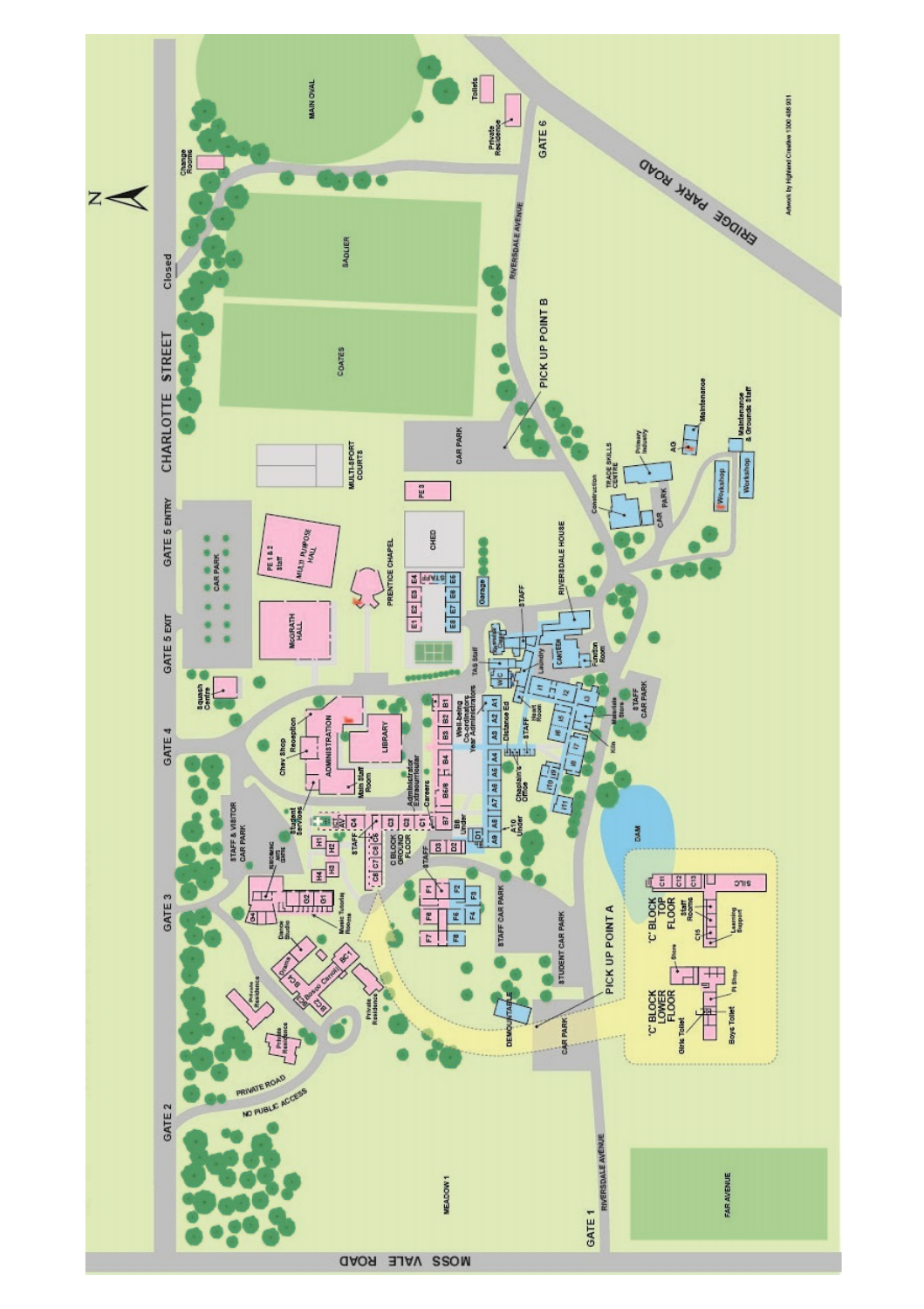N

CHARLOTTE STREET

MOSS VALE ROAD

ERIDGE PARK ROAD

RIVERSDALE AVENUE

GATE 1

GATE 2

GATE 3

GATE 4

GATE 5 EXIT

GATE 5 ENTRY

GATE 6

Closed

MAIN OVAL

Change Rooms

Toilets

Private Residence

SADLIER

COATES

MULTI-SPORT COURTS

CAR PARK

PICK UP POINT B

PE 3

CHED

PE 1 & 2 Staff

MULTI PURPOSE HALL

PRENTICE CHAPEL

McGRATH HALL

Squash Centre

Garage

STAFF

E1 E2 E3 E4

E5 E6 E7 E8

TAS Staff

RIVERSDALE HOUSE

Function Room

Canteen

Laundry

Riverdale Rooms

Trade Skills Centre

Construction

Primary Industry

A3

Maintenance

Maintenance & Grounds Staff

Workshop

STAFF CAR PARK

Materials Store

Kiln

Health Room

Well-being Co-ordinators Year Administrators

Distance Ed

Chaplain's Office

A10 Under

B8 Under

A1 A2 A3 A4 A5 A6 A7 A8 A9

B1 B2 B3 B4 B5/6 B7

I1 I2 I3 I4 I5 I6 I7 I8 I9 I10 I11

LIBRARY

ADMINISTRATION

Reception

Main Staff Room

Chev Shop

Student Services

Administrator Extracurricular Careers

C BLOCK GROUND FLOOR

C1 C2 C3 C4 C5 C6 C7 C8

D1 D2 D3

STAFF

H1 H2 H3 H4

G1 G2 G3 G4

PERFORMING ARTS CENTRE

STAFF & VISITOR CAR PARK

Music Tutorial Rooms

Dance Studio

Drama

BC1 BC2 BC3

Bowral Chapel

F1 F2 F3 F4 F5 F6 F7 F8

STAFF CAR PARK

STUDENT CAR PARK

DAM

PICK UP POINT A

DEMOUNTABLE

CAR PARK

'C' BLOCK TOP FLOOR

C11 C12 C13 C16

Staff Rooms

Learning Support

SILC

'C' BLOCK LOWER FLOOR

Store

Girls Toilet

Boys Toilet

PI Shop

PRIVATE ROAD

NO PUBLIC ACCESS

MEADOW 1

FAR AVENUE

Artwork by Highland Creative 1300 456 931